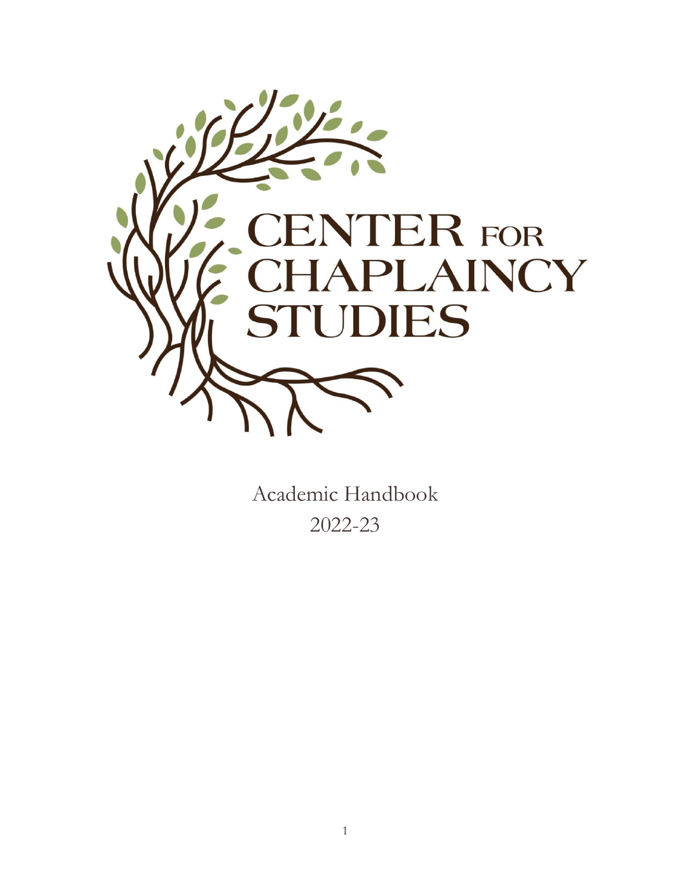# CENTER FOR CHAPLAINCY STUDIES

Academic Handbook
2022-23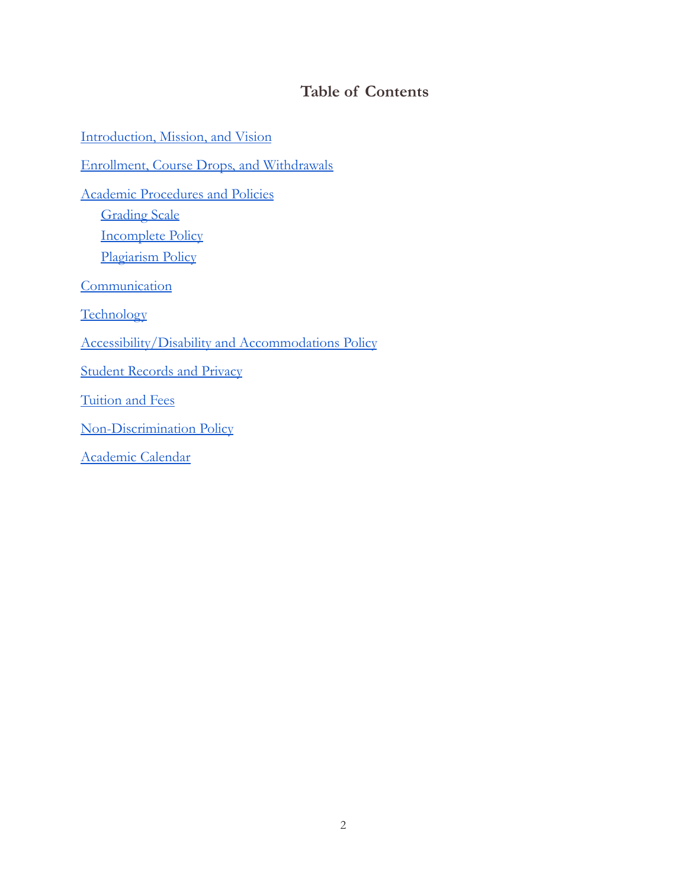# Table of Contents

- Introduction, Mission, and Vision
- Enrollment, Course Drops, and Withdrawals
- Academic Procedures and Policies
  - Grading Scale
  - Incomplete Policy
  - Plagiarism Policy
- Communication
- Technology
- Accessibility/Disability and Accommodations Policy
- Student Records and Privacy
- Tuition and Fees
- Non-Discrimination Policy
- Academic Calendar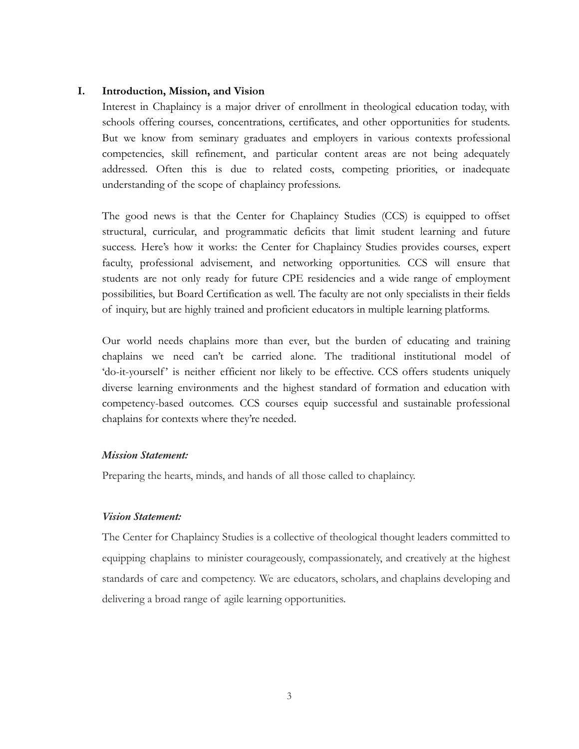## I. Introduction, Mission, and Vision

Interest in Chaplaincy is a major driver of enrollment in theological education today, with schools offering courses, concentrations, certificates, and other opportunities for students. But we know from seminary graduates and employers in various contexts professional competencies, skill refinement, and particular content areas are not being adequately addressed. Often this is due to related costs, competing priorities, or inadequate understanding of the scope of chaplaincy professions.

The good news is that the Center for Chaplaincy Studies (CCS) is equipped to offset structural, curricular, and programmatic deficits that limit student learning and future success. Here's how it works: the Center for Chaplaincy Studies provides courses, expert faculty, professional advisement, and networking opportunities. CCS will ensure that students are not only ready for future CPE residencies and a wide range of employment possibilities, but Board Certification as well. The faculty are not only specialists in their fields of inquiry, but are highly trained and proficient educators in multiple learning platforms.

Our world needs chaplains more than ever, but the burden of educating and training chaplains we need can't be carried alone. The traditional institutional model of 'do-it-yourself' is neither efficient nor likely to be effective. CCS offers students uniquely diverse learning environments and the highest standard of formation and education with competency-based outcomes. CCS courses equip successful and sustainable professional chaplains for contexts where they're needed.

### *Mission Statement:*

Preparing the hearts, minds, and hands of all those called to chaplaincy.

### *Vision Statement:*

The Center for Chaplaincy Studies is a collective of theological thought leaders committed to equipping chaplains to minister courageously, compassionately, and creatively at the highest standards of care and competency. We are educators, scholars, and chaplains developing and delivering a broad range of agile learning opportunities.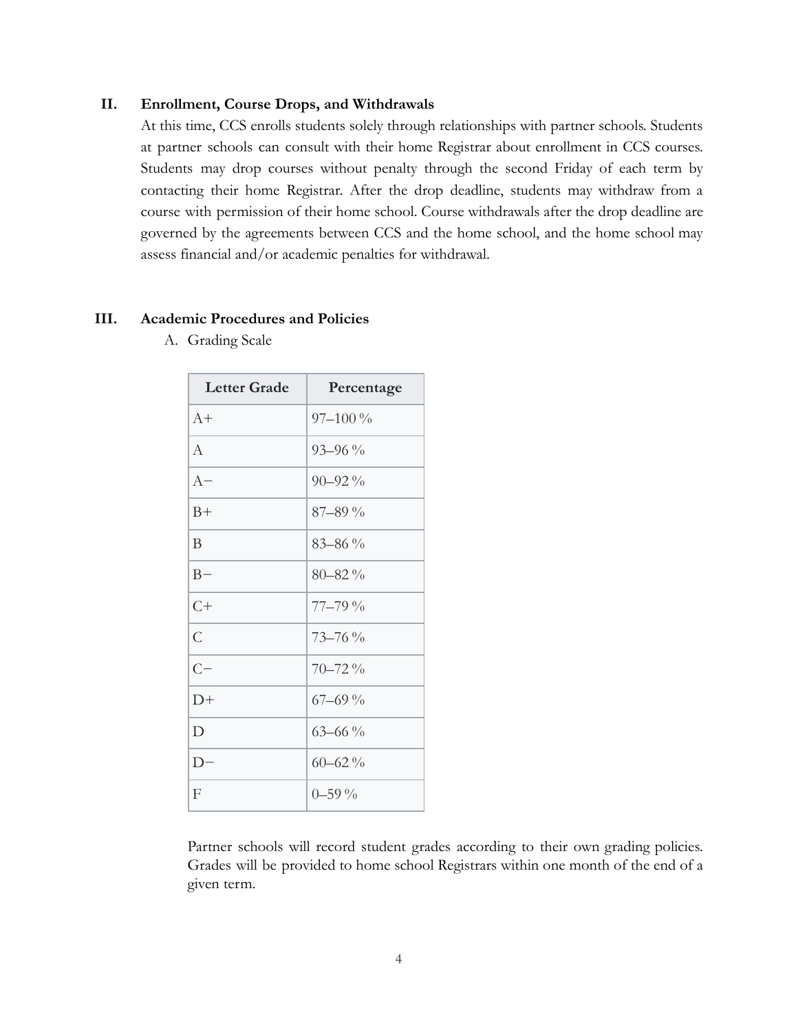## II. Enrollment, Course Drops, and Withdrawals

At this time, CCS enrolls students solely through relationships with partner schools. Students at partner schools can consult with their home Registrar about enrollment in CCS courses. Students may drop courses without penalty through the second Friday of each term by contacting their home Registrar. After the drop deadline, students may withdraw from a course with permission of their home school. Course withdrawals after the drop deadline are governed by the agreements between CCS and the home school, and the home school may assess financial and/or academic penalties for withdrawal.

## III. Academic Procedures and Policies

A. Grading Scale

| Letter Grade | Percentage |
|---|---|
| A+ | 97–100 % |
| A | 93–96 % |
| A− | 90–92 % |
| B+ | 87–89 % |
| B | 83–86 % |
| B− | 80–82 % |
| C+ | 77–79 % |
| C | 73–76 % |
| C− | 70–72 % |
| D+ | 67–69 % |
| D | 63–66 % |
| D− | 60–62 % |
| F | 0–59 % |

Partner schools will record student grades according to their own grading policies. Grades will be provided to home school Registrars within one month of the end of a given term.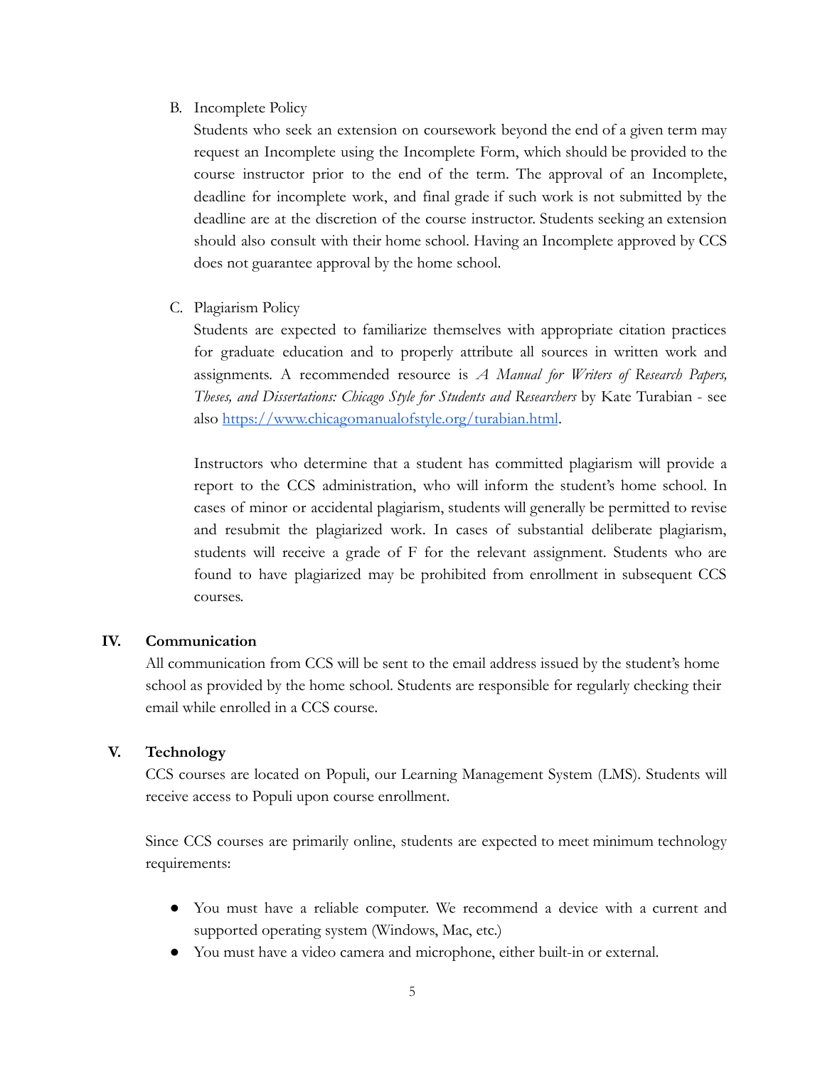B. Incomplete Policy

Students who seek an extension on coursework beyond the end of a given term may request an Incomplete using the Incomplete Form, which should be provided to the course instructor prior to the end of the term. The approval of an Incomplete, deadline for incomplete work, and final grade if such work is not submitted by the deadline are at the discretion of the course instructor. Students seeking an extension should also consult with their home school. Having an Incomplete approved by CCS does not guarantee approval by the home school.

C. Plagiarism Policy

Students are expected to familiarize themselves with appropriate citation practices for graduate education and to properly attribute all sources in written work and assignments. A recommended resource is *A Manual for Writers of Research Papers, Theses, and Dissertations: Chicago Style for Students and Researchers* by Kate Turabian - see also [https://www.chicagomanualofstyle.org/turabian.html](https://www.chicagomanualofstyle.org/turabian.html).

Instructors who determine that a student has committed plagiarism will provide a report to the CCS administration, who will inform the student's home school. In cases of minor or accidental plagiarism, students will generally be permitted to revise and resubmit the plagiarized work. In cases of substantial deliberate plagiarism, students will receive a grade of F for the relevant assignment. Students who are found to have plagiarized may be prohibited from enrollment in subsequent CCS courses.

## IV. Communication

All communication from CCS will be sent to the email address issued by the student's home school as provided by the home school. Students are responsible for regularly checking their email while enrolled in a CCS course.

## V. Technology

CCS courses are located on Populi, our Learning Management System (LMS). Students will receive access to Populi upon course enrollment.

Since CCS courses are primarily online, students are expected to meet minimum technology requirements:

- You must have a reliable computer. We recommend a device with a current and supported operating system (Windows, Mac, etc.)
- You must have a video camera and microphone, either built-in or external.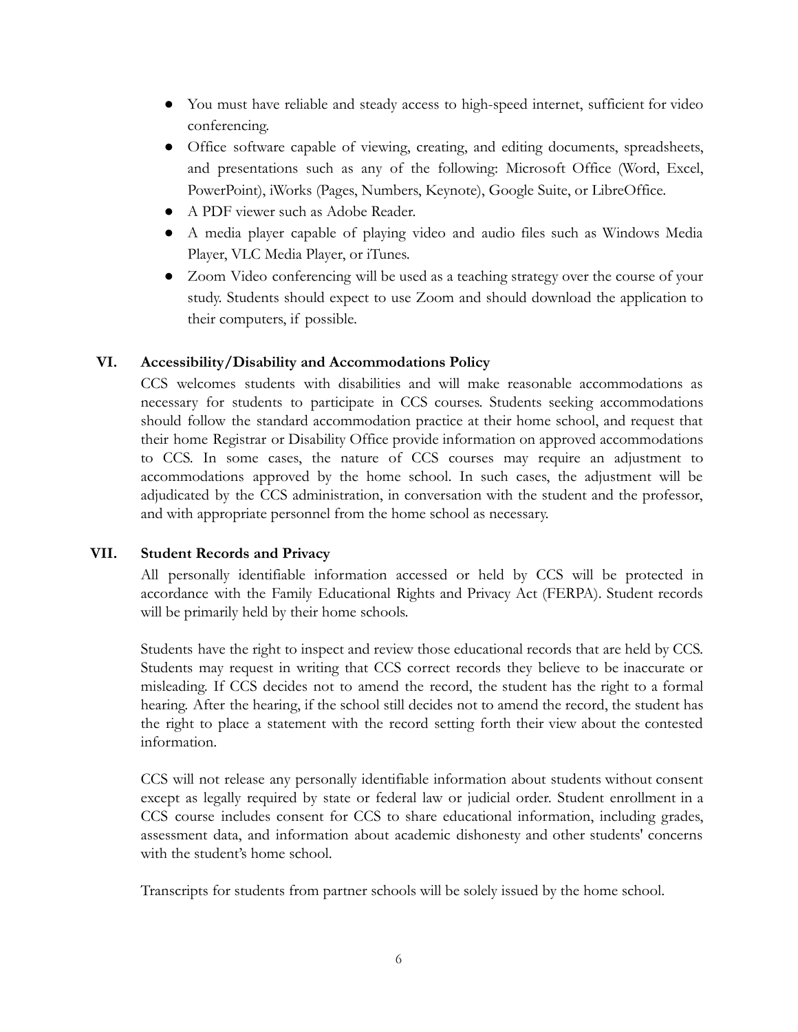- You must have reliable and steady access to high-speed internet, sufficient for video conferencing.
- Office software capable of viewing, creating, and editing documents, spreadsheets, and presentations such as any of the following: Microsoft Office (Word, Excel, PowerPoint), iWorks (Pages, Numbers, Keynote), Google Suite, or LibreOffice.
- A PDF viewer such as Adobe Reader.
- A media player capable of playing video and audio files such as Windows Media Player, VLC Media Player, or iTunes.
- Zoom Video conferencing will be used as a teaching strategy over the course of your study. Students should expect to use Zoom and should download the application to their computers, if possible.

## VI. Accessibility/Disability and Accommodations Policy

CCS welcomes students with disabilities and will make reasonable accommodations as necessary for students to participate in CCS courses. Students seeking accommodations should follow the standard accommodation practice at their home school, and request that their home Registrar or Disability Office provide information on approved accommodations to CCS. In some cases, the nature of CCS courses may require an adjustment to accommodations approved by the home school. In such cases, the adjustment will be adjudicated by the CCS administration, in conversation with the student and the professor, and with appropriate personnel from the home school as necessary.

## VII. Student Records and Privacy

All personally identifiable information accessed or held by CCS will be protected in accordance with the Family Educational Rights and Privacy Act (FERPA). Student records will be primarily held by their home schools.

Students have the right to inspect and review those educational records that are held by CCS. Students may request in writing that CCS correct records they believe to be inaccurate or misleading. If CCS decides not to amend the record, the student has the right to a formal hearing. After the hearing, if the school still decides not to amend the record, the student has the right to place a statement with the record setting forth their view about the contested information.

CCS will not release any personally identifiable information about students without consent except as legally required by state or federal law or judicial order. Student enrollment in a CCS course includes consent for CCS to share educational information, including grades, assessment data, and information about academic dishonesty and other students' concerns with the student's home school.

Transcripts for students from partner schools will be solely issued by the home school.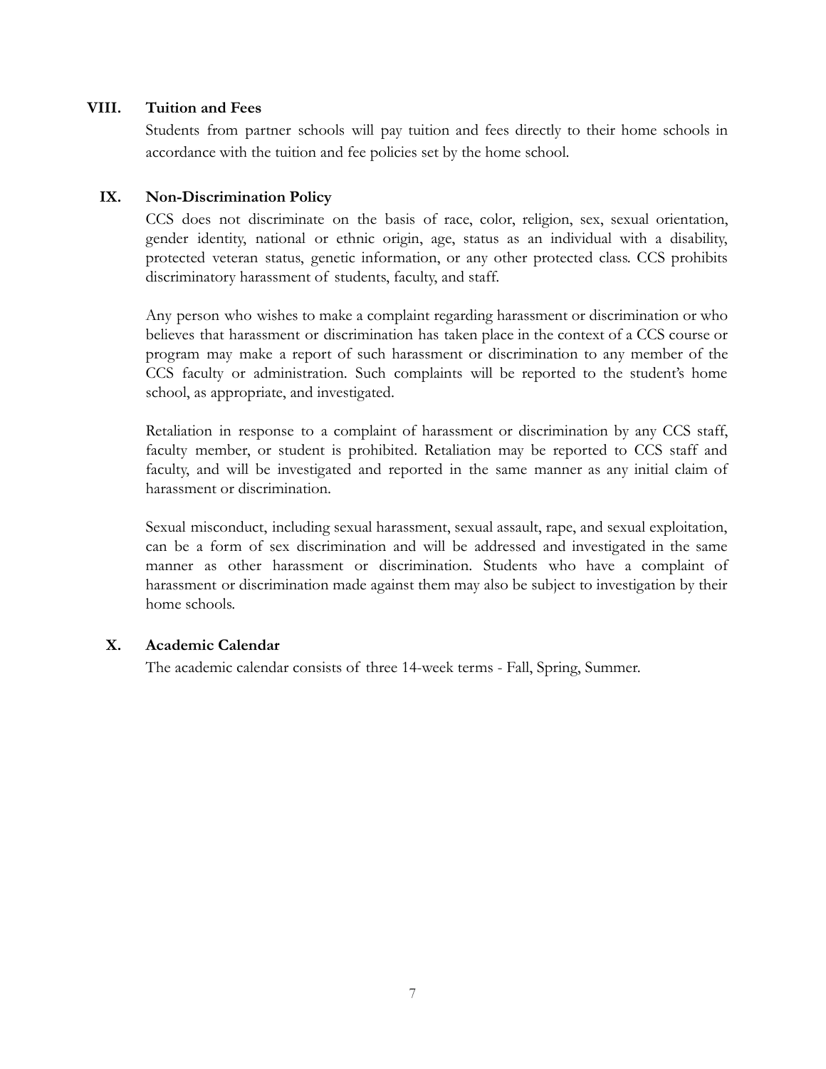## VIII. Tuition and Fees

Students from partner schools will pay tuition and fees directly to their home schools in accordance with the tuition and fee policies set by the home school.

## IX. Non-Discrimination Policy

CCS does not discriminate on the basis of race, color, religion, sex, sexual orientation, gender identity, national or ethnic origin, age, status as an individual with a disability, protected veteran status, genetic information, or any other protected class. CCS prohibits discriminatory harassment of students, faculty, and staff.

Any person who wishes to make a complaint regarding harassment or discrimination or who believes that harassment or discrimination has taken place in the context of a CCS course or program may make a report of such harassment or discrimination to any member of the CCS faculty or administration. Such complaints will be reported to the student's home school, as appropriate, and investigated.

Retaliation in response to a complaint of harassment or discrimination by any CCS staff, faculty member, or student is prohibited. Retaliation may be reported to CCS staff and faculty, and will be investigated and reported in the same manner as any initial claim of harassment or discrimination.

Sexual misconduct, including sexual harassment, sexual assault, rape, and sexual exploitation, can be a form of sex discrimination and will be addressed and investigated in the same manner as other harassment or discrimination. Students who have a complaint of harassment or discrimination made against them may also be subject to investigation by their home schools.

## X. Academic Calendar

The academic calendar consists of three 14-week terms - Fall, Spring, Summer.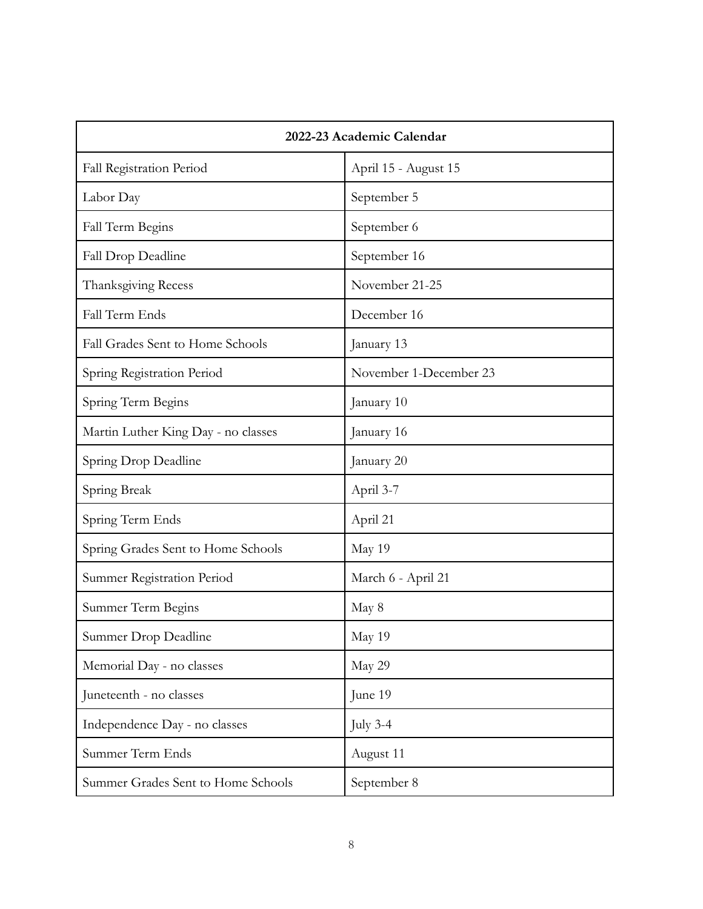| 2022-23 Academic Calendar | |
|---|---|
| Fall Registration Period | April 15 - August 15 |
| Labor Day | September 5 |
| Fall Term Begins | September 6 |
| Fall Drop Deadline | September 16 |
| Thanksgiving Recess | November 21-25 |
| Fall Term Ends | December 16 |
| Fall Grades Sent to Home Schools | January 13 |
| Spring Registration Period | November 1-December 23 |
| Spring Term Begins | January 10 |
| Martin Luther King Day - no classes | January 16 |
| Spring Drop Deadline | January 20 |
| Spring Break | April 3-7 |
| Spring Term Ends | April 21 |
| Spring Grades Sent to Home Schools | May 19 |
| Summer Registration Period | March 6 - April 21 |
| Summer Term Begins | May 8 |
| Summer Drop Deadline | May 19 |
| Memorial Day - no classes | May 29 |
| Juneteenth - no classes | June 19 |
| Independence Day - no classes | July 3-4 |
| Summer Term Ends | August 11 |
| Summer Grades Sent to Home Schools | September 8 |